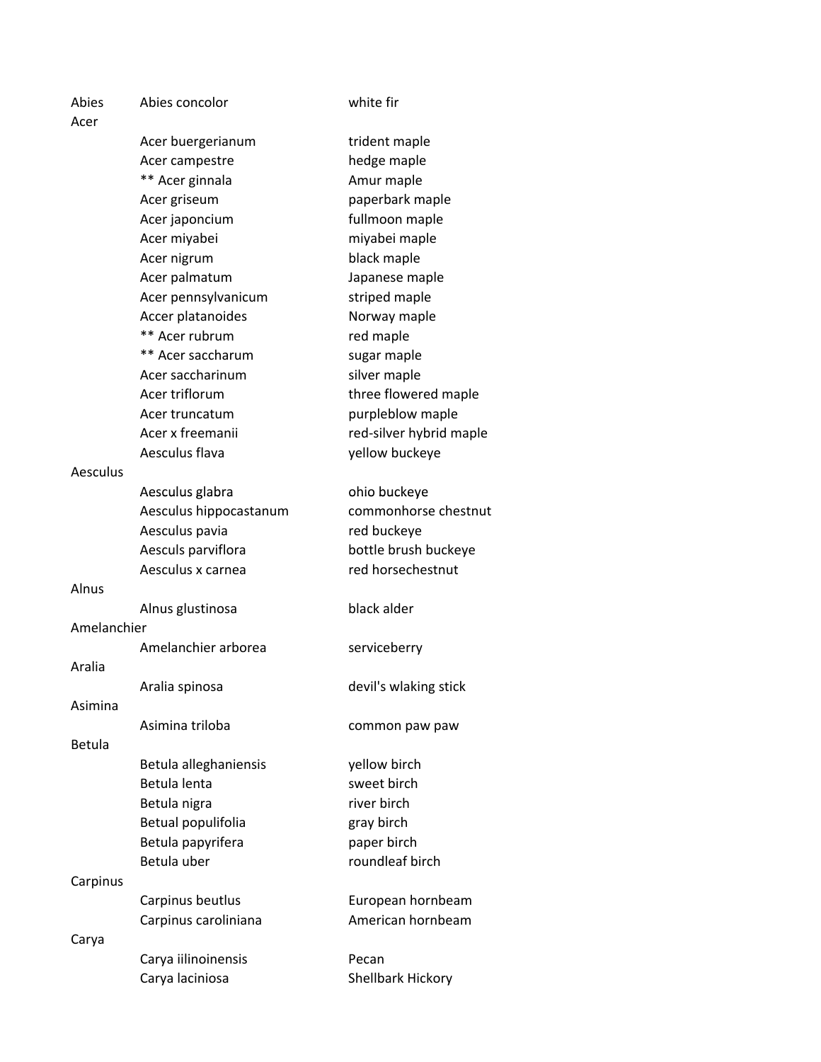| | | |
|---|---|---|
| Abies | Abies concolor | white fir |
| Acer | | |
| | Acer buergerianum | trident maple |
| | Acer campestre | hedge maple |
| | ** Acer ginnala | Amur maple |
| | Acer griseum | paperbark maple |
| | Acer japoncium | fullmoon maple |
| | Acer miyabei | miyabei maple |
| | Acer nigrum | black maple |
| | Acer palmatum | Japanese maple |
| | Acer pennsylvanicum | striped maple |
| | Accer platanoides | Norway maple |
| | ** Acer rubrum | red maple |
| | ** Acer saccharum | sugar maple |
| | Acer saccharinum | silver maple |
| | Acer triflorum | three flowered maple |
| | Acer truncatum | purpleblow maple |
| | Acer x freemanii | red-silver hybrid maple |
| | Aesculus flava | yellow buckeye |
| Aesculus | | |
| | Aesculus glabra | ohio buckeye |
| | Aesculus hippocastanum | commonhorse chestnut |
| | Aesculus pavia | red buckeye |
| | Aesculs parviflora | bottle brush buckeye |
| | Aesculus x carnea | red horsechestnut |
| Alnus | | |
| | Alnus glustinosa | black alder |
| Amelanchier | | |
| | Amelanchier arborea | serviceberry |
| Aralia | | |
| | Aralia spinosa | devil's wlaking stick |
| Asimina | | |
| | Asimina triloba | common paw paw |
| Betula | | |
| | Betula alleghaniensis | yellow birch |
| | Betula lenta | sweet birch |
| | Betula nigra | river birch |
| | Betual populifolia | gray birch |
| | Betula papyrifera | paper birch |
| | Betula uber | roundleaf birch |
| Carpinus | | |
| | Carpinus beutlus | European hornbeam |
| | Carpinus caroliniana | American hornbeam |
| Carya | | |
| | Carya iilinoinensis | Pecan |
| | Carya laciniosa | Shellbark Hickory |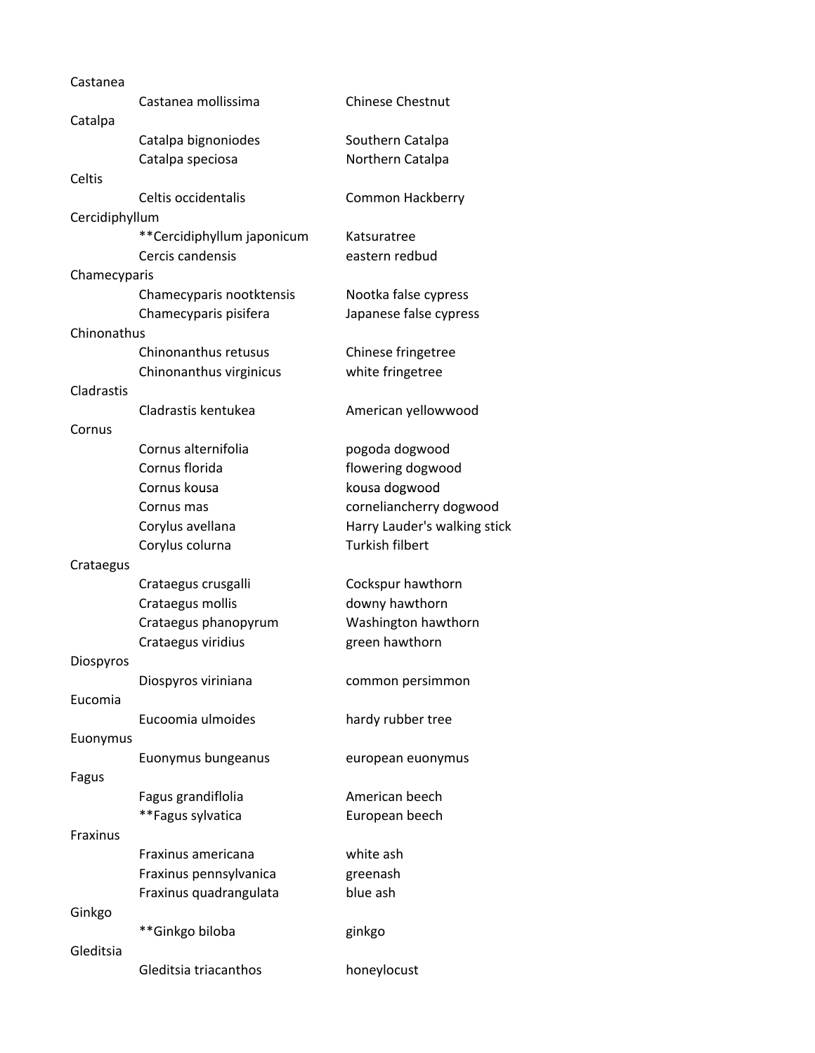Castanea

| | | |
|---|---|---|
| Castanea | | |
| | Castanea mollissima | Chinese Chestnut |
| Catalpa | | |
| | Catalpa bignoniodes | Southern Catalpa |
| | Catalpa speciosa | Northern Catalpa |
| Celtis | | |
| | Celtis occidentalis | Common Hackberry |
| Cercidiphyllum | | |
| | **Cercidiphyllum japonicum | Katsuratree |
| | Cercis candensis | eastern redbud |
| Chamecyparis | | |
| | Chamecyparis nootktensis | Nootka false cypress |
| | Chamecyparis pisifera | Japanese false cypress |
| Chinonathus | | |
| | Chinonanthus retusus | Chinese fringetree |
| | Chinonanthus virginicus | white fringetree |
| Cladrastis | | |
| | Cladrastis kentukea | American yellowwood |
| Cornus | | |
| | Cornus alternifolia | pogoda dogwood |
| | Cornus florida | flowering dogwood |
| | Cornus kousa | kousa dogwood |
| | Cornus mas | corneliancherry dogwood |
| | Corylus avellana | Harry Lauder's walking stick |
| | Corylus colurna | Turkish filbert |
| Crataegus | | |
| | Crataegus crusgalli | Cockspur hawthorn |
| | Crataegus mollis | downy hawthorn |
| | Crataegus phanopyrum | Washington hawthorn |
| | Crataegus viridius | green hawthorn |
| Diospyros | | |
| | Diospyros viriniana | common persimmon |
| Eucomia | | |
| | Eucoomia ulmoides | hardy rubber tree |
| Euonymus | | |
| | Euonymus bungeanus | european euonymus |
| Fagus | | |
| | Fagus grandiflolia | American beech |
| | **Fagus sylvatica | European beech |
| Fraxinus | | |
| | Fraxinus americana | white ash |
| | Fraxinus pennsylvanica | greenash |
| | Fraxinus quadrangulata | blue ash |
| Ginkgo | | |
| | **Ginkgo biloba | ginkgo |
| Gleditsia | | |
| | Gleditsia triacanthos | honeylocust |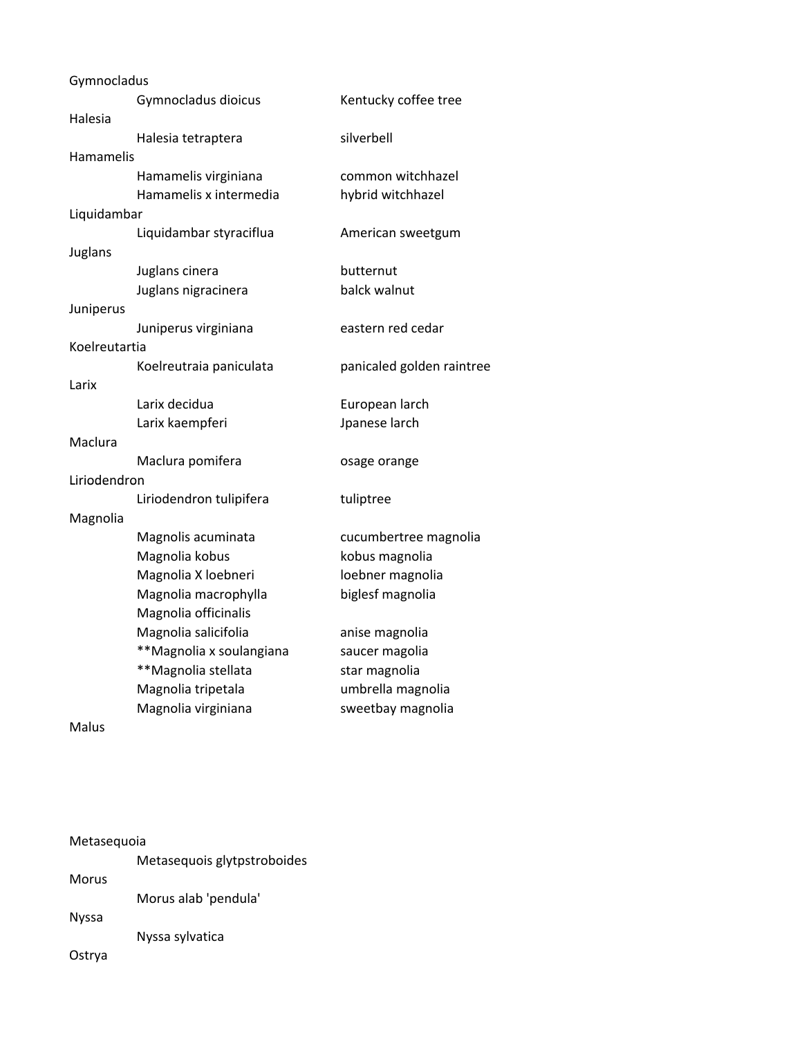| | | |
|---|---|---|
| Gymnocladus | | |
| | Gymnocladus dioicus | Kentucky coffee tree |
| Halesia | | |
| | Halesia tetraptera | silverbell |
| Hamamelis | | |
| | Hamamelis virginiana | common witchhazel |
| | Hamamelis x intermedia | hybrid witchhazel |
| Liquidambar | | |
| | Liquidambar styraciflua | American sweetgum |
| Juglans | | |
| | Juglans cinera | butternut |
| | Juglans nigracinera | balck walnut |
| Juniperus | | |
| | Juniperus virginiana | eastern red cedar |
| Koelreutartia | | |
| | Koelreutraia paniculata | panicaled golden raintree |
| Larix | | |
| | Larix decidua | European larch |
| | Larix kaempferi | Jpanese larch |
| Maclura | | |
| | Maclura pomifera | osage orange |
| Liriodendron | | |
| | Liriodendron tulipifera | tuliptree |
| Magnolia | | |
| | Magnolis acuminata | cucumbertree magnolia |
| | Magnolia kobus | kobus magnolia |
| | Magnolia X loebneri | loebner magnolia |
| | Magnolia macrophylla | biglesf magnolia |
| | Magnolia officinalis | |
| | Magnolia salicifolia | anise magnolia |
| | **Magnolia x soulangiana | saucer magolia |
| | **Magnolia stellata | star magnolia |
| | Magnolia tripetala | umbrella magnolia |
| | Magnolia virginiana | sweetbay magnolia |
| Malus | | |
| | | |
| Metasequoia | | |
| | Metasequois glytpstroboides | |
| Morus | | |
| | Morus alab 'pendula' | |
| Nyssa | | |
| | Nyssa sylvatica | |
| Ostrya | | |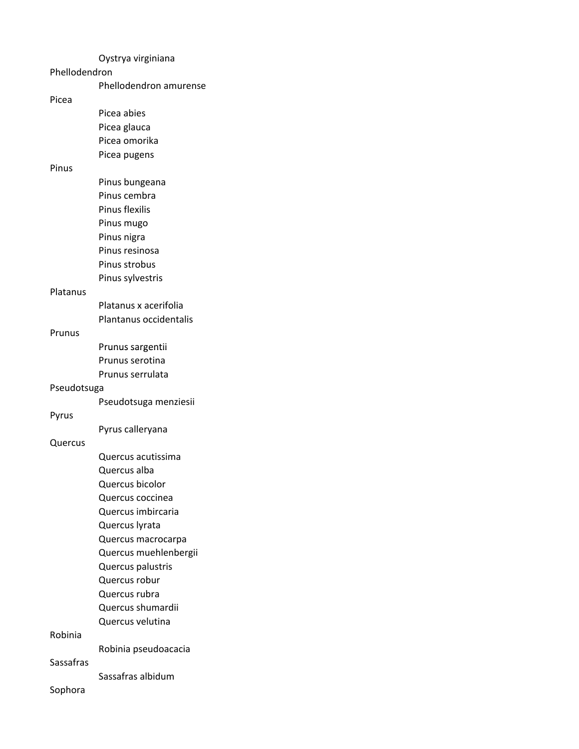Oystrya virginiana

Phellodendron

Phellodendron amurense

Picea

Picea abies

Picea glauca

Picea omorika

Picea pugens

Pinus

Pinus bungeana

Pinus cembra

Pinus flexilis

Pinus mugo

Pinus nigra

Pinus resinosa

Pinus strobus

Pinus sylvestris

Platanus

Platanus x acerifolia

Plantanus occidentalis

Prunus

Prunus sargentii

Prunus serotina

Prunus serrulata

Pseudotsuga

Pseudotsuga menziesii

Pyrus

Pyrus calleryana

Quercus

Quercus acutissima

Quercus alba

Quercus bicolor

Quercus coccinea

Quercus imbircaria

Quercus lyrata

Quercus macrocarpa

Quercus muehlenbergii

Quercus palustris

Quercus robur

Quercus rubra

Quercus shumardii

Quercus velutina

Robinia

Robinia pseudoacacia

Sassafras

Sassafras albidum

Sophora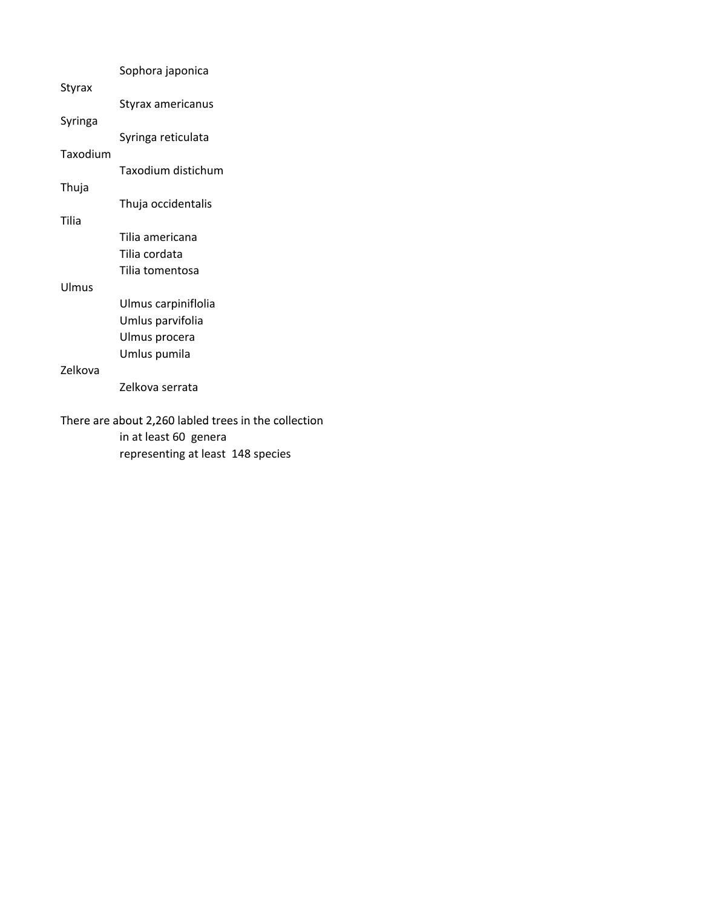Sophora japonica

Styrax

    Styrax americanus

Syringa

    Syringa reticulata

Taxodium

    Taxodium distichum

Thuja

    Thuja occidentalis

Tilia

    Tilia americana
    Tilia cordata
    Tilia tomentosa

Ulmus

    Ulmus carpiniflolia
    Umlus parvifolia
    Ulmus procera
    Umlus pumila

Zelkova

    Zelkova serrata

There are about 2,260 labled trees in the collection

    in at least 60 genera
    representing at least 148 species